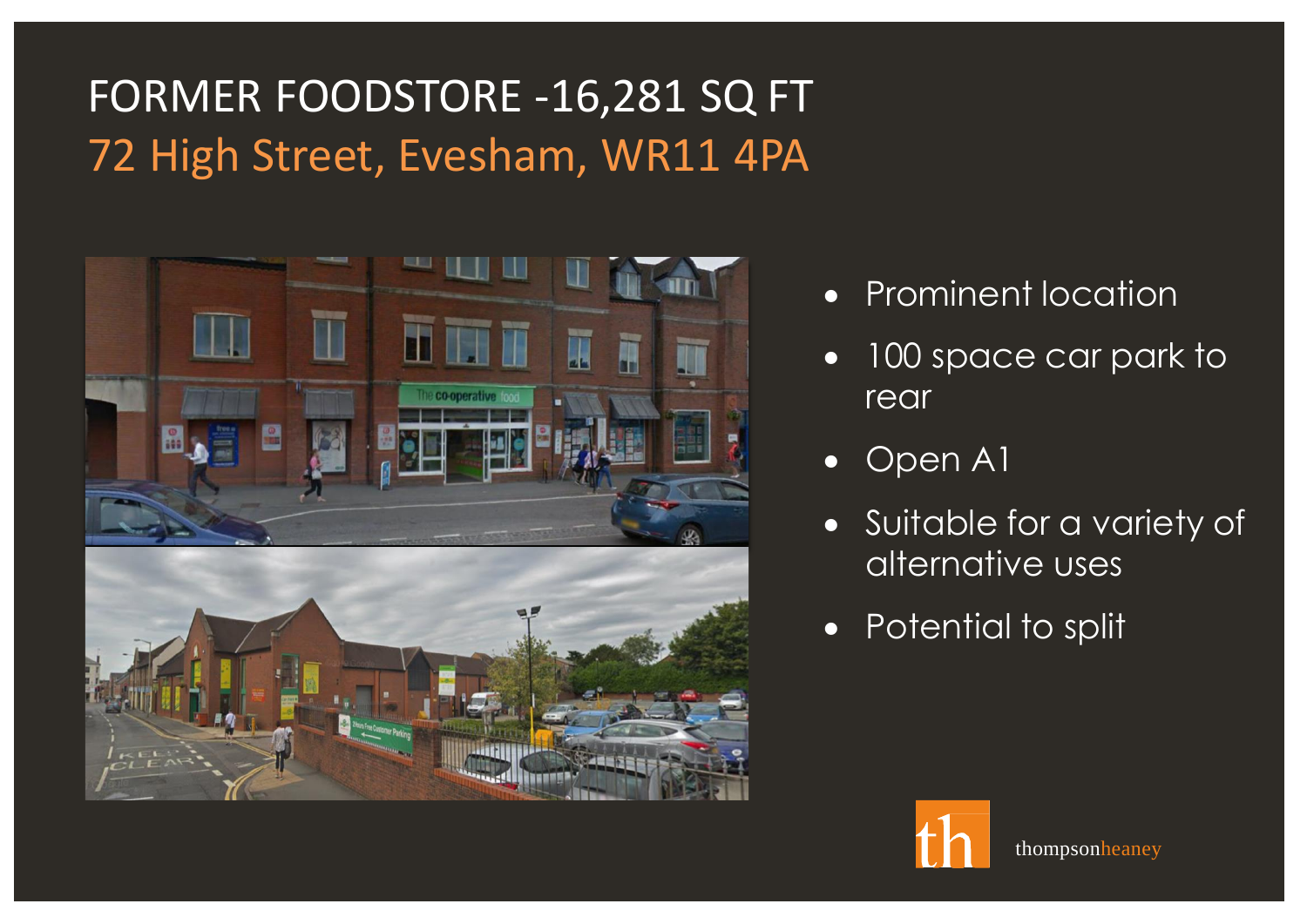# FORMER FOODSTORE -16,281 SQ FT

## 72 High Street, Evesham, WR11 4PA

- Prominent location
- 100 space car park to rear
- Open A1
- Suitable for a variety of alternative uses
- Potential to split

thompsonheaney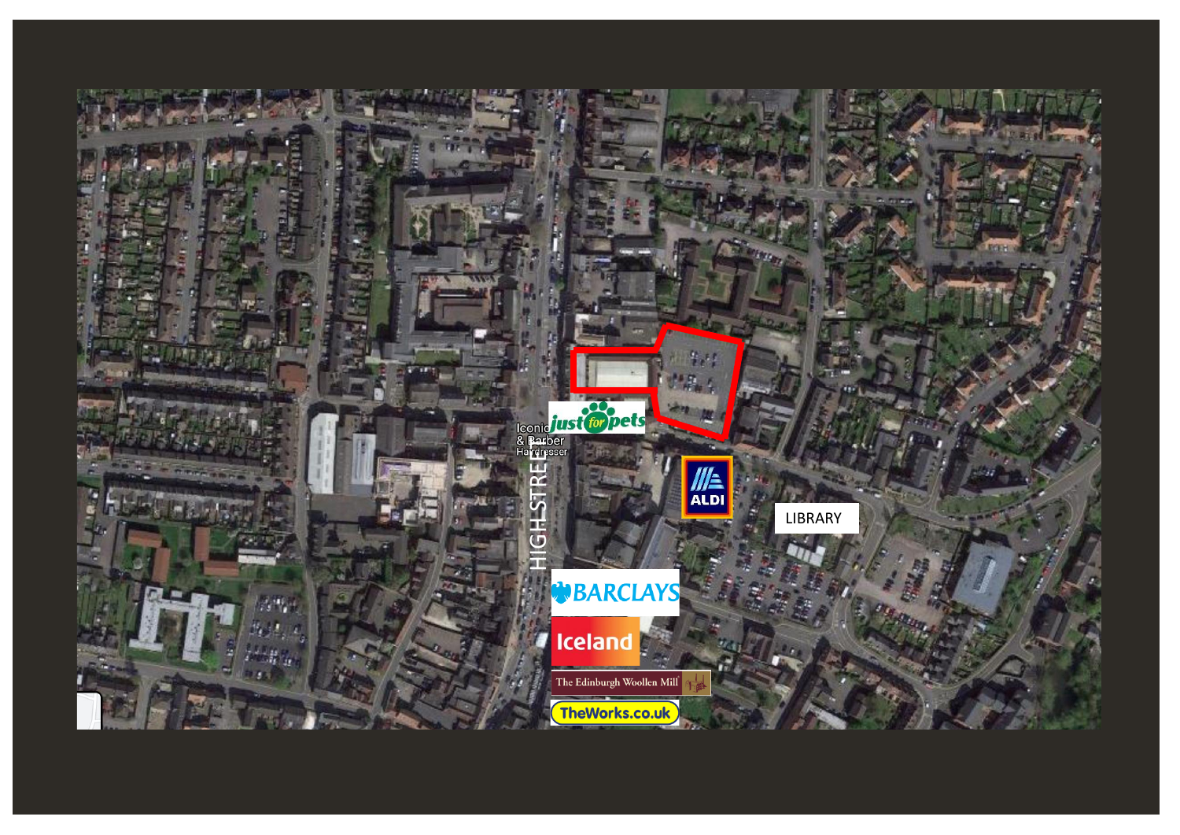LIBRARY

HIGH STREET

Iconic & Barber Hairdresser

just for pets

ALDI

BARCLAYS

Iceland

The Edinburgh Woollen Mill

TheWorks.co.uk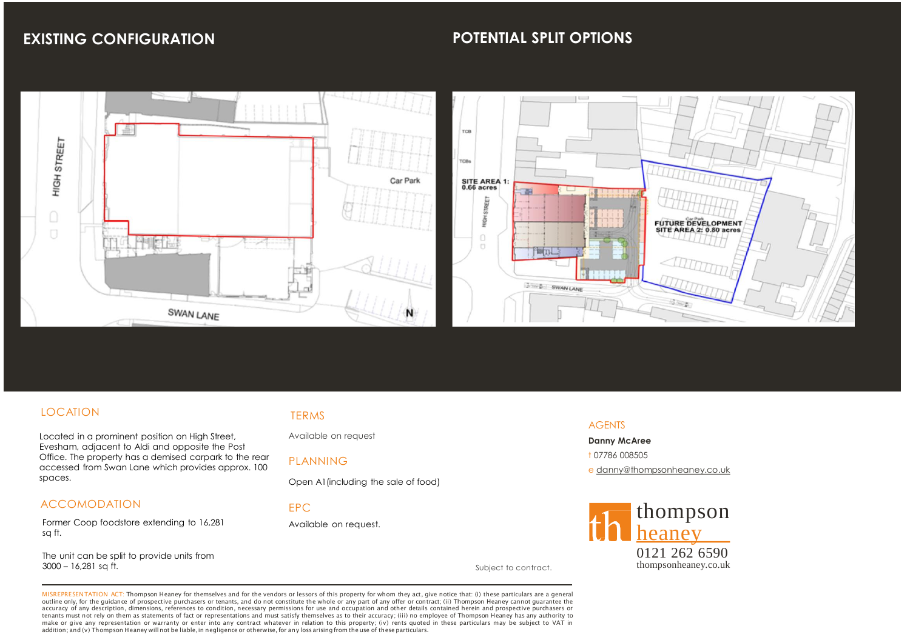## EXISTING CONFIGURATION

HIGH STREET

Car Park

SWAN LANE

N

## POTENTIAL SPLIT OPTIONS

SITE AREA 1: 0.66 acres

HIGH STREET

FUTURE DEVELOPMENT SITE AREA 2: 0.80 acres

SWAN LANE

## LOCATION

Located in a prominent position on High Street, Evesham, adjacent to Aldi and opposite the Post Office. The property has a demised carpark to the rear accessed from Swan Lane which provides approx. 100 spaces.

## ACCOMODATION

Former Coop foodstore extending to 16,281 sq ft.

The unit can be split to provide units from 3000 – 16,281 sq ft.

## TERMS

Available on request

## PLANNING

Open A1 (including the sale of food)

## EPC

Available on request.

Subject to contract.

## AGENTS

**Danny McAree**

t 07786 008505

e danny@thompsonheaney.co.uk

thompson heaney
0121 262 6590
thompsonheaney.co.uk

MISREPRESENTATION ACT: Thompson Heaney for themselves and for the vendors or lessors of this property for whom they act, give notice that: (i) these particulars are a general outline only, for the guidance of prospective purchasers or tenants, and do not constitute the whole or any part of any offer or contract; (ii) Thompson Heaney cannot guarantee the accuracy of any description, dimensions, references to condition, necessary permissions for use and occupation and other details contained herein and prospective purchasers or tenants must not rely on them as statements of fact or representations and must satisfy themselves as to their accuracy; (iii) no employee of Thompson Heaney has any authority to make or give any representation or warranty or enter into any contract whatever in relation to this property; (iv) rents quoted in these particulars may be subject to VAT in addition; and (v) Thompson Heaney will not be liable, in negligence or otherwise, for any loss arising from the use of these particulars.